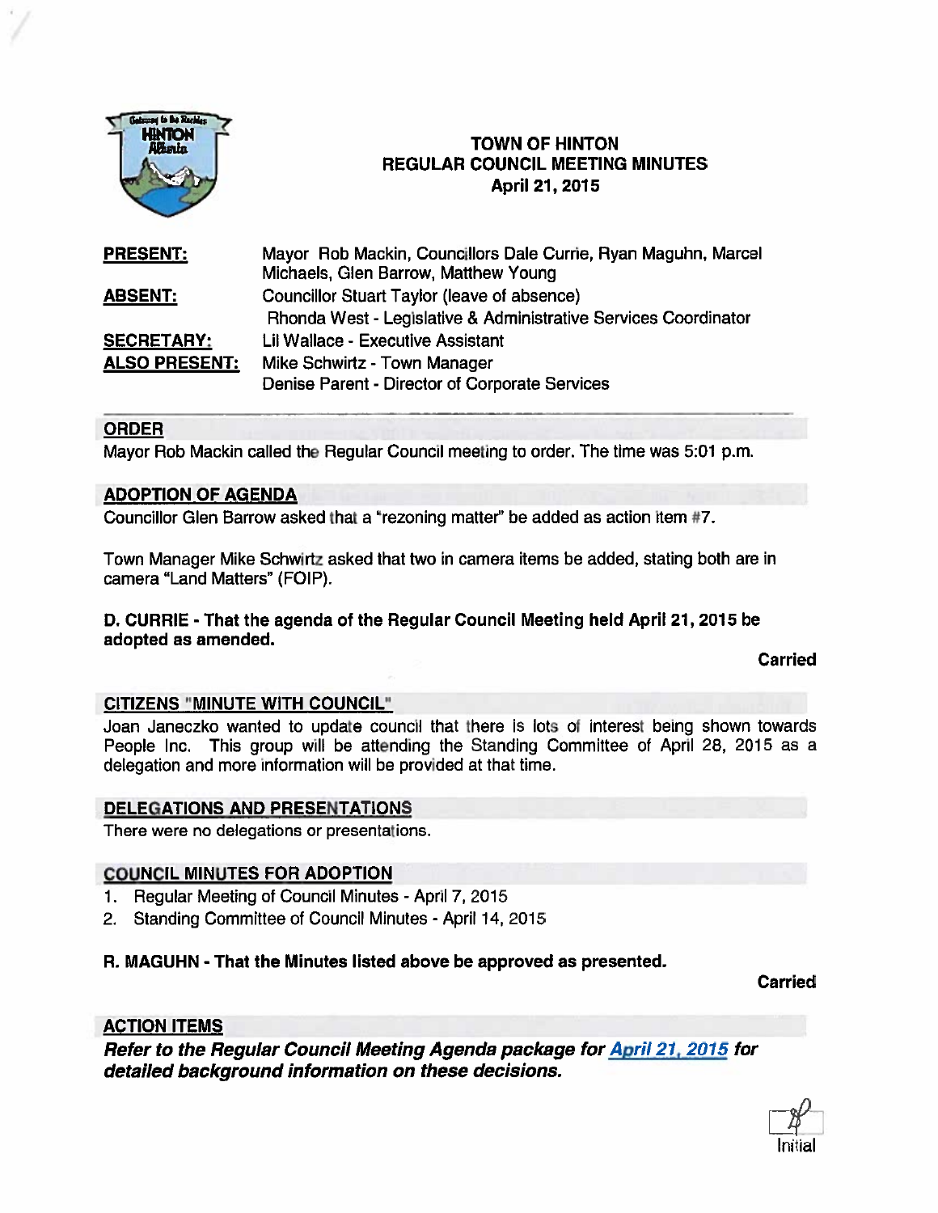# TOWN OF HINTON
## REGULAR COUNCIL MEETING MINUTES
### April 21, 2015

| | |
|---|---|
| **PRESENT:** | Mayor Rob Mackin, Councillors Dale Currie, Ryan Maguhn, Marcel Michaels, Glen Barrow, Matthew Young |
| **ABSENT:** | Councillor Stuart Taylor (leave of absence) Rhonda West - Legislative & Administrative Services Coordinator |
| **SECRETARY:** | Lil Wallace - Executive Assistant |
| **ALSO PRESENT:** | Mike Schwirtz - Town Manager Denise Parent - Director of Corporate Services |

## ORDER

Mayor Rob Mackin called the Regular Council meeting to order. The time was 5:01 p.m.

## ADOPTION OF AGENDA

Councillor Glen Barrow asked that a "rezoning matter" be added as action item #7.

Town Manager Mike Schwirtz asked that two in camera items be added, stating both are in camera "Land Matters" (FOIP).

**D. CURRIE - That the agenda of the Regular Council Meeting held April 21, 2015 be adopted as amended.**

**Carried**

## CITIZENS "MINUTE WITH COUNCIL"

Joan Janeczko wanted to update council that there is lots of interest being shown towards People Inc. This group will be attending the Standing Committee of April 28, 2015 as a delegation and more information will be provided at that time.

## DELEGATIONS AND PRESENTATIONS

There were no delegations or presentations.

## COUNCIL MINUTES FOR ADOPTION

1. Regular Meeting of Council Minutes - April 7, 2015
2. Standing Committee of Council Minutes - April 14, 2015

**R. MAGUHN - That the Minutes listed above be approved as presented.**

**Carried**

## ACTION ITEMS

***Refer to the Regular Council Meeting Agenda package for April 21, 2015 for detailed background information on these decisions.***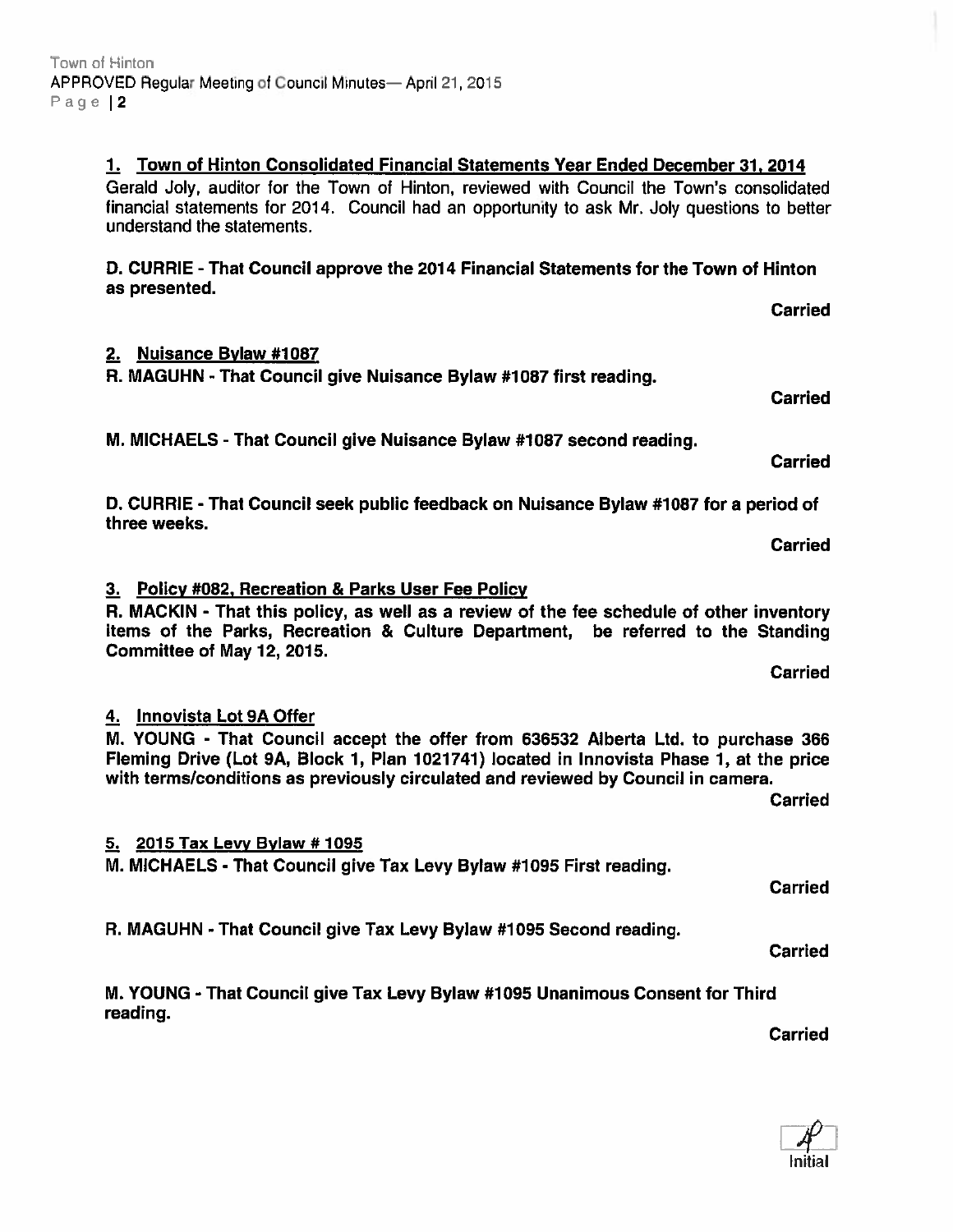1. Town of Hinton Consolidated Financial Statements Year Ended December 31, 2014

Gerald Joly, auditor for the Town of Hinton, reviewed with Council the Town's consolidated financial statements for 2014. Council had an opportunity to ask Mr. Joly questions to better understand the statements.

**D. CURRIE - That Council approve the 2014 Financial Statements for the Town of Hinton as presented.**

**Carried**

2. Nuisance Bylaw #1087

**R. MAGUHN - That Council give Nuisance Bylaw #1087 first reading.**

**Carried**

**M. MICHAELS - That Council give Nuisance Bylaw #1087 second reading.**

**Carried**

**D. CURRIE - That Council seek public feedback on Nuisance Bylaw #1087 for a period of three weeks.**

**Carried**

3. Policy #082, Recreation & Parks User Fee Policy

**R. MACKIN - That this policy, as well as a review of the fee schedule of other inventory items of the Parks, Recreation & Culture Department, be referred to the Standing Committee of May 12, 2015.**

**Carried**

4. Innovista Lot 9A Offer

**M. YOUNG - That Council accept the offer from 636532 Alberta Ltd. to purchase 366 Fleming Drive (Lot 9A, Block 1, Plan 1021741) located in Innovista Phase 1, at the price with terms/conditions as previously circulated and reviewed by Council in camera.**

**Carried**

5. 2015 Tax Levy Bylaw # 1095

**M. MICHAELS - That Council give Tax Levy Bylaw #1095 First reading.**

**Carried**

**R. MAGUHN - That Council give Tax Levy Bylaw #1095 Second reading.**

**Carried**

**M. YOUNG - That Council give Tax Levy Bylaw #1095 Unanimous Consent for Third reading.**

**Carried**

Initial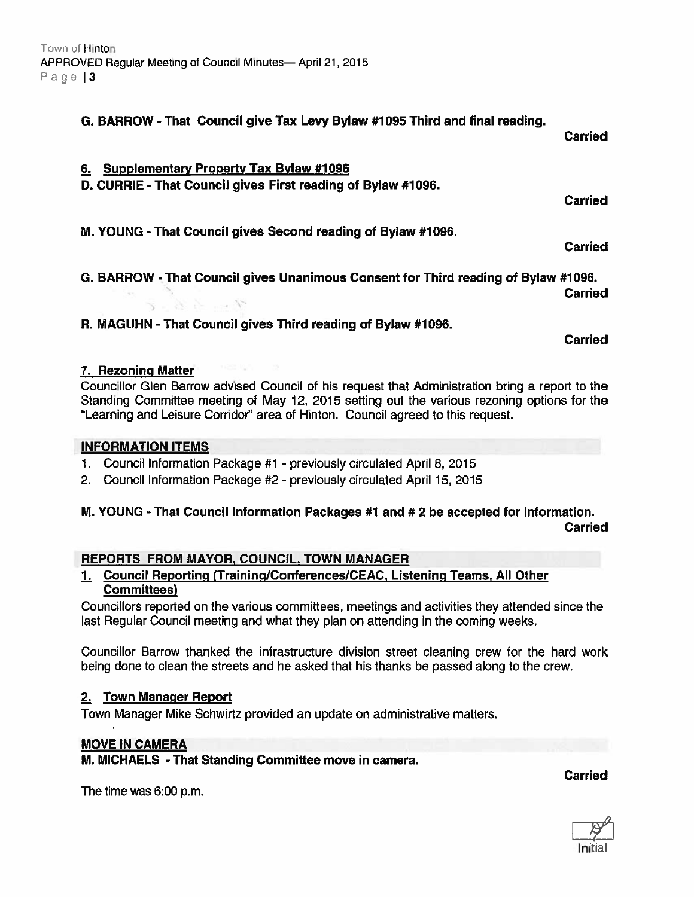**G. BARROW - That Council give Tax Levy Bylaw #1095 Third and final reading.**

**Carried**

**6. Supplementary Property Tax Bylaw #1096**

**D. CURRIE - That Council gives First reading of Bylaw #1096.**

**Carried**

**M. YOUNG - That Council gives Second reading of Bylaw #1096.**

**Carried**

**G. BARROW - That Council gives Unanimous Consent for Third reading of Bylaw #1096.**

**Carried**

**R. MAGUHN - That Council gives Third reading of Bylaw #1096.**

**Carried**

**7. Rezoning Matter**

Councillor Glen Barrow advised Council of his request that Administration bring a report to the Standing Committee meeting of May 12, 2015 setting out the various rezoning options for the "Learning and Leisure Corridor" area of Hinton. Council agreed to this request.

## INFORMATION ITEMS

1. Council Information Package #1 - previously circulated April 8, 2015
2. Council Information Package #2 - previously circulated April 15, 2015

**M. YOUNG - That Council Information Packages #1 and # 2 be accepted for information.**

**Carried**

## REPORTS FROM MAYOR, COUNCIL, TOWN MANAGER

**1. Council Reporting (Training/Conferences/CEAC, Listening Teams, All Other Committees)**

Councillors reported on the various committees, meetings and activities they attended since the last Regular Council meeting and what they plan on attending in the coming weeks.

Councillor Barrow thanked the infrastructure division street cleaning crew for the hard work being done to clean the streets and he asked that his thanks be passed along to the crew.

**2. Town Manager Report**

Town Manager Mike Schwirtz provided an update on administrative matters.

## MOVE IN CAMERA

**M. MICHAELS - That Standing Committee move in camera.**

**Carried**

The time was 6:00 p.m.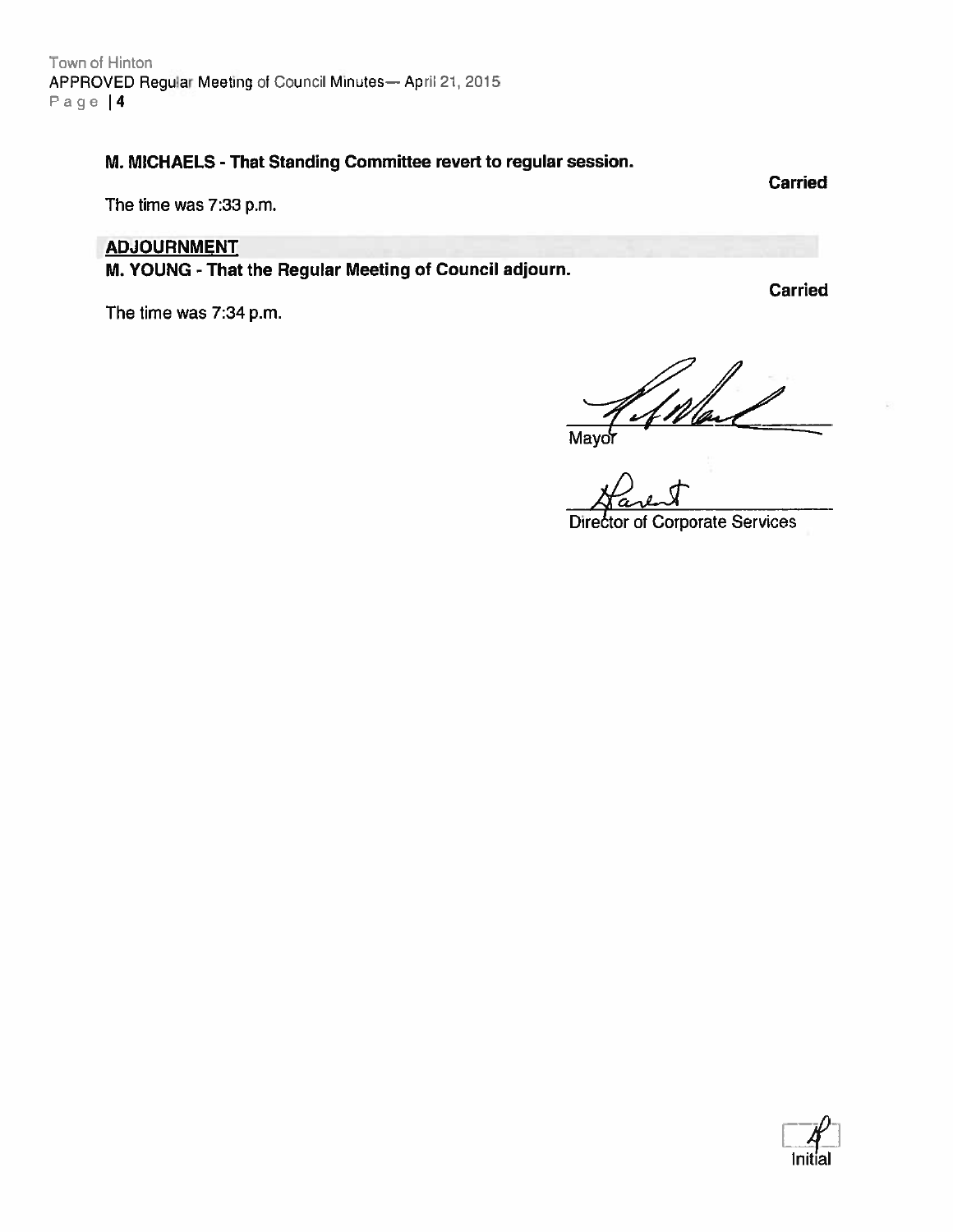**M. MICHAELS - That Standing Committee revert to regular session.**

**Carried**

The time was 7:33 p.m.

## ADJOURNMENT

**M. YOUNG - That the Regular Meeting of Council adjourn.**

**Carried**

The time was 7:34 p.m.

Mayor

Director of Corporate Services

Initial